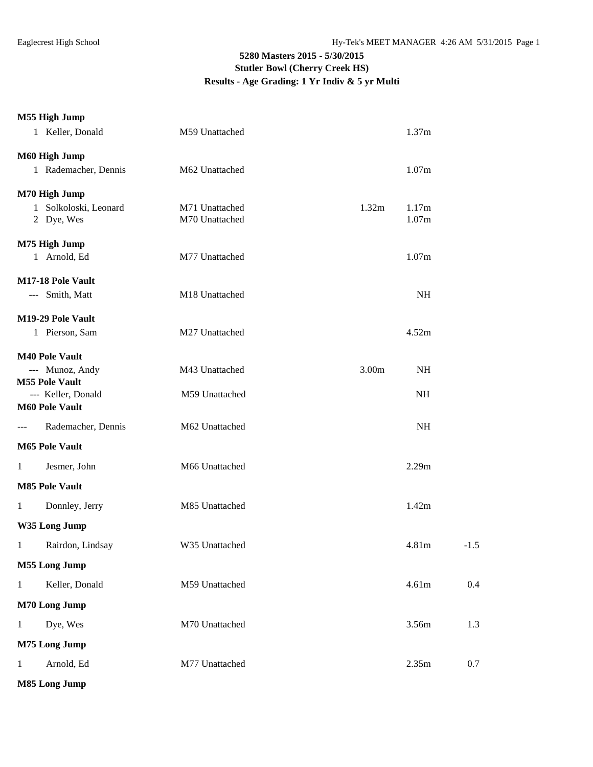# 5280 Masters 2015 - 5/30/2015
## Stutler Bowl (Cherry Creek HS)
### Results - Age Grading: 1 Yr Indiv & 5 yr Multi

**M55 High Jump**

| | | | | | |
|---|---|---|---|---|---|
| 1 | Keller, Donald | M59 Unattached | | 1.37m | |

**M60 High Jump**

| | | | | | |
|---|---|---|---|---|---|
| 1 | Rademacher, Dennis | M62 Unattached | | 1.07m | |

**M70 High Jump**

| | | | | | |
|---|---|---|---|---|---|
| 1 | Solkoloski, Leonard | M71 Unattached | 1.32m | 1.17m | |
| 2 | Dye, Wes | M70 Unattached | | 1.07m | |

**M75 High Jump**

| | | | | | |
|---|---|---|---|---|---|
| 1 | Arnold, Ed | M77 Unattached | | 1.07m | |

**M17-18 Pole Vault**

| | | | | | |
|---|---|---|---|---|---|
| --- | Smith, Matt | M18 Unattached | | NH | |

**M19-29 Pole Vault**

| | | | | | |
|---|---|---|---|---|---|
| 1 | Pierson, Sam | M27 Unattached | | 4.52m | |

**M40 Pole Vault**

| | | | | | |
|---|---|---|---|---|---|
| --- | Munoz, Andy | M43 Unattached | 3.00m | NH | |

**M55 Pole Vault**

| | | | | | |
|---|---|---|---|---|---|
| --- | Keller, Donald | M59 Unattached | | NH | |

**M60 Pole Vault**

| | | | | | |
|---|---|---|---|---|---|
| --- | Rademacher, Dennis | M62 Unattached | | NH | |

**M65 Pole Vault**

| | | | | | |
|---|---|---|---|---|---|
| 1 | Jesmer, John | M66 Unattached | | 2.29m | |

**M85 Pole Vault**

| | | | | | |
|---|---|---|---|---|---|
| 1 | Donnley, Jerry | M85 Unattached | | 1.42m | |

**W35 Long Jump**

| | | | | | |
|---|---|---|---|---|---|
| 1 | Rairdon, Lindsay | W35 Unattached | | 4.81m | -1.5 |

**M55 Long Jump**

| | | | | | |
|---|---|---|---|---|---|
| 1 | Keller, Donald | M59 Unattached | | 4.61m | 0.4 |

**M70 Long Jump**

| | | | | | |
|---|---|---|---|---|---|
| 1 | Dye, Wes | M70 Unattached | | 3.56m | 1.3 |

**M75 Long Jump**

| | | | | | |
|---|---|---|---|---|---|
| 1 | Arnold, Ed | M77 Unattached | | 2.35m | 0.7 |

**M85 Long Jump**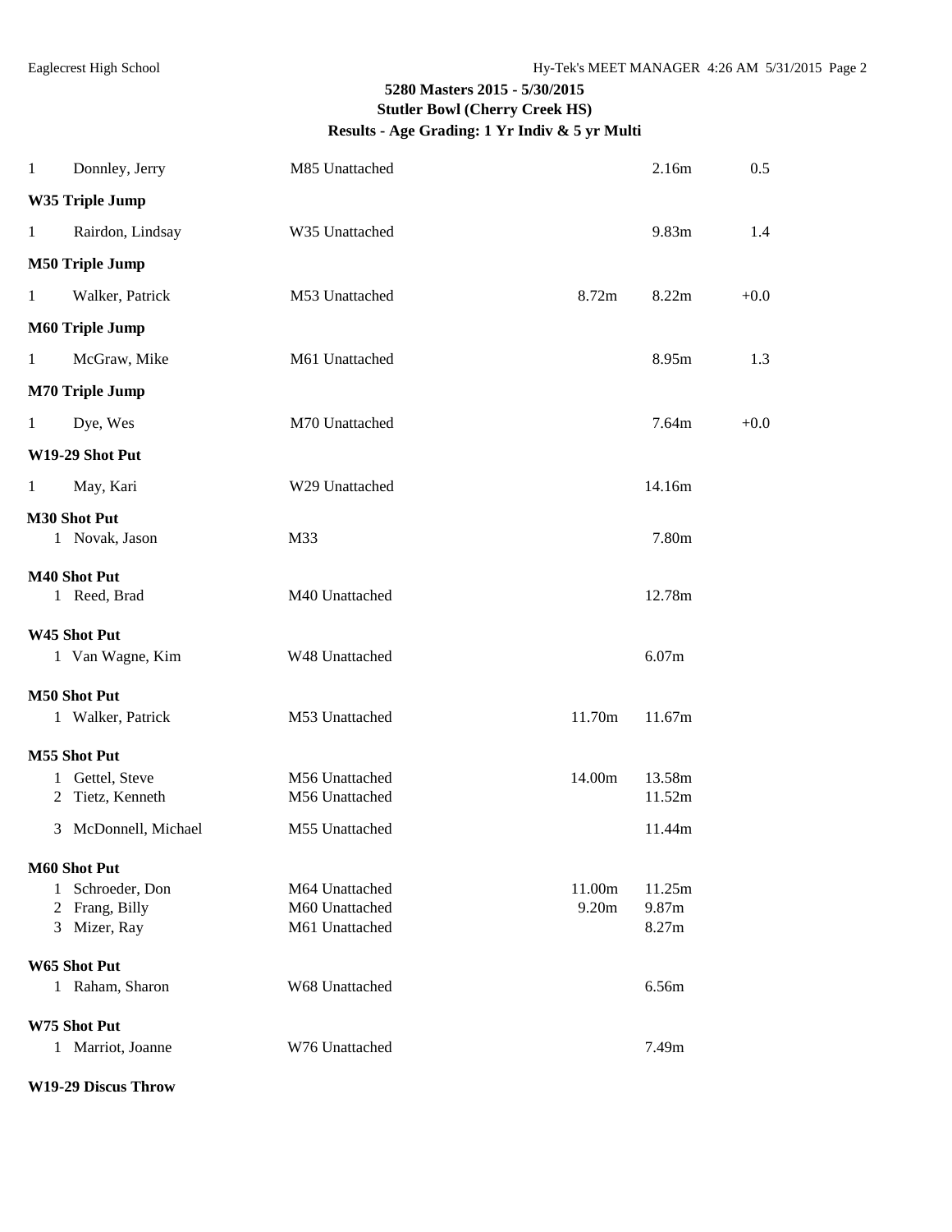## 5280 Masters 2015 - 5/30/2015
## Stutler Bowl (Cherry Creek HS)
## Results - Age Grading: 1 Yr Indiv & 5 yr Multi

| Place | Name | Age Team | Seed | Mark | Wind |
|---|---|---|---|---|---|
| 1 | Donnley, Jerry | M85 Unattached | | 2.16m | 0.5 |

**W35 Triple Jump**

| Place | Name | Age Team | Seed | Mark | Wind |
|---|---|---|---|---|---|
| 1 | Rairdon, Lindsay | W35 Unattached | | 9.83m | 1.4 |

**M50 Triple Jump**

| Place | Name | Age Team | Seed | Mark | Wind |
|---|---|---|---|---|---|
| 1 | Walker, Patrick | M53 Unattached | 8.72m | 8.22m | +0.0 |

**M60 Triple Jump**

| Place | Name | Age Team | Seed | Mark | Wind |
|---|---|---|---|---|---|
| 1 | McGraw, Mike | M61 Unattached | | 8.95m | 1.3 |

**M70 Triple Jump**

| Place | Name | Age Team | Seed | Mark | Wind |
|---|---|---|---|---|---|
| 1 | Dye, Wes | M70 Unattached | | 7.64m | +0.0 |

**W19-29 Shot Put**

| Place | Name | Age Team | Seed | Mark |
|---|---|---|---|---|
| 1 | May, Kari | W29 Unattached | | 14.16m |

**M30 Shot Put**

| Place | Name | Age Team | Seed | Mark |
|---|---|---|---|---|
| 1 | Novak, Jason | M33 | | 7.80m |

**M40 Shot Put**

| Place | Name | Age Team | Seed | Mark |
|---|---|---|---|---|
| 1 | Reed, Brad | M40 Unattached | | 12.78m |

**W45 Shot Put**

| Place | Name | Age Team | Seed | Mark |
|---|---|---|---|---|
| 1 | Van Wagne, Kim | W48 Unattached | | 6.07m |

**M50 Shot Put**

| Place | Name | Age Team | Seed | Mark |
|---|---|---|---|---|
| 1 | Walker, Patrick | M53 Unattached | 11.70m | 11.67m |

**M55 Shot Put**

| Place | Name | Age Team | Seed | Mark |
|---|---|---|---|---|
| 1 | Gettel, Steve | M56 Unattached | 14.00m | 13.58m |
| 2 | Tietz, Kenneth | M56 Unattached | | 11.52m |
| 3 | McDonnell, Michael | M55 Unattached | | 11.44m |

**M60 Shot Put**

| Place | Name | Age Team | Seed | Mark |
|---|---|---|---|---|
| 1 | Schroeder, Don | M64 Unattached | 11.00m | 11.25m |
| 2 | Frang, Billy | M60 Unattached | 9.20m | 9.87m |
| 3 | Mizer, Ray | M61 Unattached | | 8.27m |

**W65 Shot Put**

| Place | Name | Age Team | Seed | Mark |
|---|---|---|---|---|
| 1 | Raham, Sharon | W68 Unattached | | 6.56m |

**W75 Shot Put**

| Place | Name | Age Team | Seed | Mark |
|---|---|---|---|---|
| 1 | Marriot, Joanne | W76 Unattached | | 7.49m |

**W19-29 Discus Throw**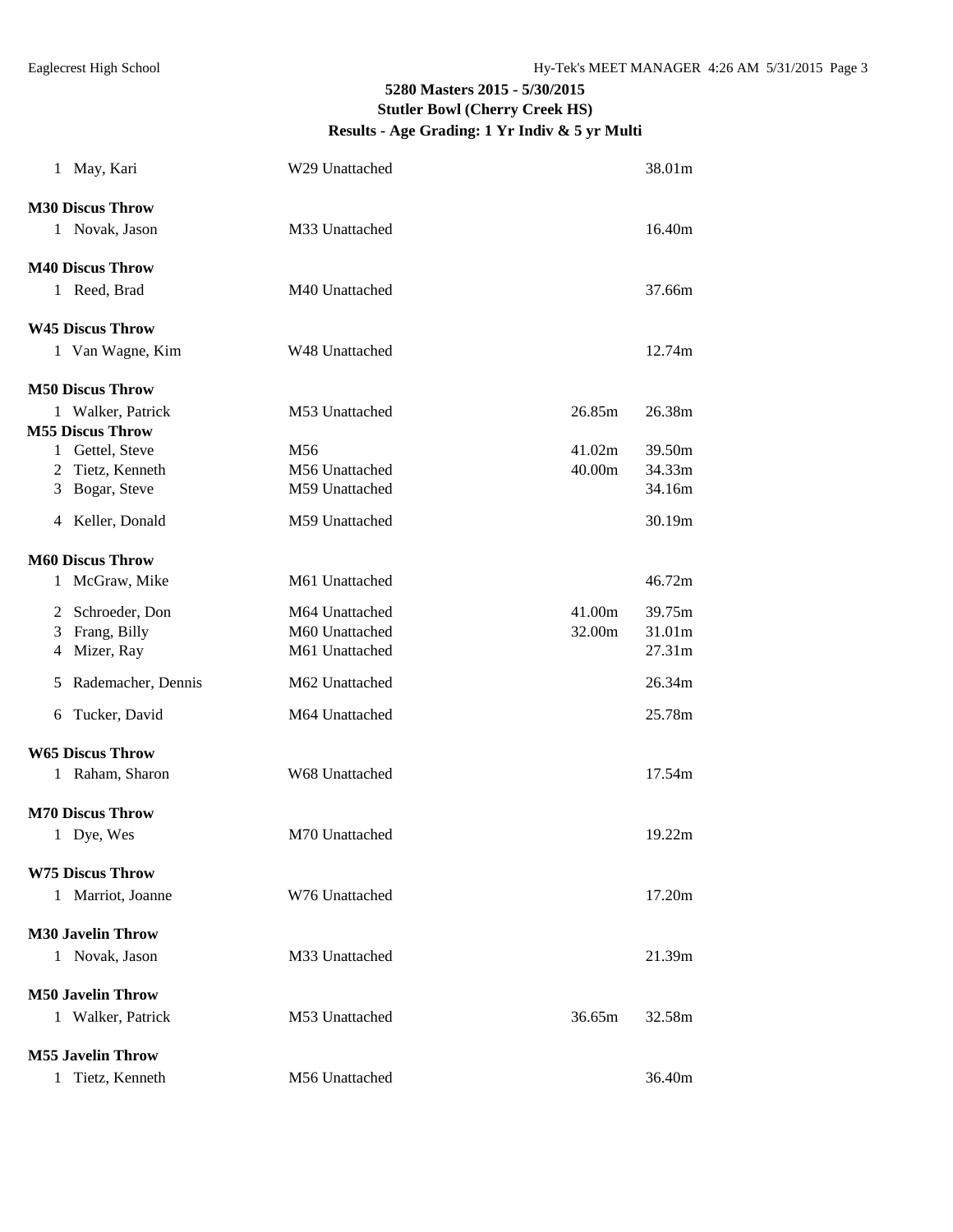**5280 Masters 2015 - 5/30/2015**
**Stutler Bowl (Cherry Creek HS)**
**Results - Age Grading: 1 Yr Indiv & 5 yr Multi**

| | | | |
|---|---|---|---|
| 1 May, Kari | W29 Unattached | | 38.01m |

**M30 Discus Throw**

| | | | |
|---|---|---|---|
| 1 Novak, Jason | M33 Unattached | | 16.40m |

**M40 Discus Throw**

| | | | |
|---|---|---|---|
| 1 Reed, Brad | M40 Unattached | | 37.66m |

**W45 Discus Throw**

| | | | |
|---|---|---|---|
| 1 Van Wagne, Kim | W48 Unattached | | 12.74m |

**M50 Discus Throw**

| | | | |
|---|---|---|---|
| 1 Walker, Patrick | M53 Unattached | 26.85m | 26.38m |

**M55 Discus Throw**

| | | | |
|---|---|---|---|
| 1 Gettel, Steve | M56 | 41.02m | 39.50m |
| 2 Tietz, Kenneth | M56 Unattached | 40.00m | 34.33m |
| 3 Bogar, Steve | M59 Unattached | | 34.16m |
| 4 Keller, Donald | M59 Unattached | | 30.19m |

**M60 Discus Throw**

| | | | |
|---|---|---|---|
| 1 McGraw, Mike | M61 Unattached | | 46.72m |
| 2 Schroeder, Don | M64 Unattached | 41.00m | 39.75m |
| 3 Frang, Billy | M60 Unattached | 32.00m | 31.01m |
| 4 Mizer, Ray | M61 Unattached | | 27.31m |
| 5 Rademacher, Dennis | M62 Unattached | | 26.34m |
| 6 Tucker, David | M64 Unattached | | 25.78m |

**W65 Discus Throw**

| | | | |
|---|---|---|---|
| 1 Raham, Sharon | W68 Unattached | | 17.54m |

**M70 Discus Throw**

| | | | |
|---|---|---|---|
| 1 Dye, Wes | M70 Unattached | | 19.22m |

**W75 Discus Throw**

| | | | |
|---|---|---|---|
| 1 Marriot, Joanne | W76 Unattached | | 17.20m |

**M30 Javelin Throw**

| | | | |
|---|---|---|---|
| 1 Novak, Jason | M33 Unattached | | 21.39m |

**M50 Javelin Throw**

| | | | |
|---|---|---|---|
| 1 Walker, Patrick | M53 Unattached | 36.65m | 32.58m |

**M55 Javelin Throw**

| | | | |
|---|---|---|---|
| 1 Tietz, Kenneth | M56 Unattached | | 36.40m |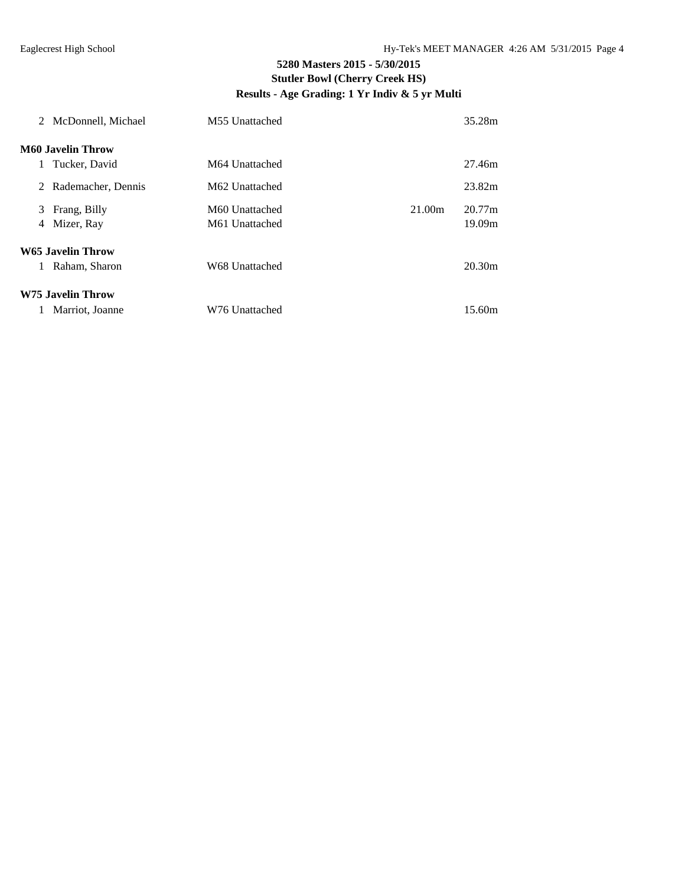# 5280 Masters 2015 - 5/30/2015
## Stutler Bowl (Cherry Creek HS)
## Results - Age Grading: 1 Yr Indiv & 5 yr Multi

| | | | | |
|---|---|---|---|---|
| 2 | McDonnell, Michael | M55 Unattached | | 35.28m |

**M60 Javelin Throw**

| | | | | |
|---|---|---|---|---|
| 1 | Tucker, David | M64 Unattached | | 27.46m |
| 2 | Rademacher, Dennis | M62 Unattached | | 23.82m |
| 3 | Frang, Billy | M60 Unattached | 21.00m | 20.77m |
| 4 | Mizer, Ray | M61 Unattached | | 19.09m |

**W65 Javelin Throw**

| | | | | |
|---|---|---|---|---|
| 1 | Raham, Sharon | W68 Unattached | | 20.30m |

**W75 Javelin Throw**

| | | | | |
|---|---|---|---|---|
| 1 | Marriot, Joanne | W76 Unattached | | 15.60m |